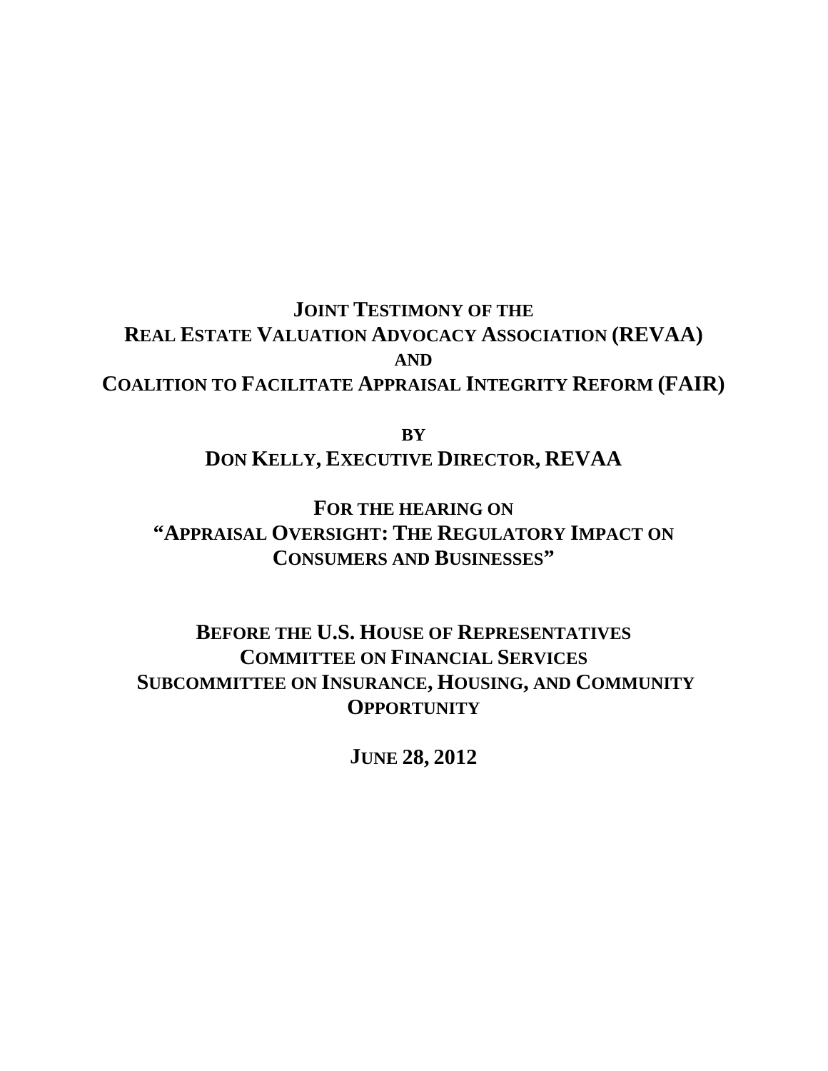# JOINT TESTIMONY OF THE REAL ESTATE VALUATION ADVOCACY ASSOCIATION (REVAA) AND COALITION TO FACILITATE APPRAISAL INTEGRITY REFORM (FAIR)

**BY**

**DON KELLY, EXECUTIVE DIRECTOR, REVAA**

**FOR THE HEARING ON "APPRAISAL OVERSIGHT: THE REGULATORY IMPACT ON CONSUMERS AND BUSINESSES"**

**BEFORE THE U.S. HOUSE OF REPRESENTATIVES COMMITTEE ON FINANCIAL SERVICES SUBCOMMITTEE ON INSURANCE, HOUSING, AND COMMUNITY OPPORTUNITY**

**JUNE 28, 2012**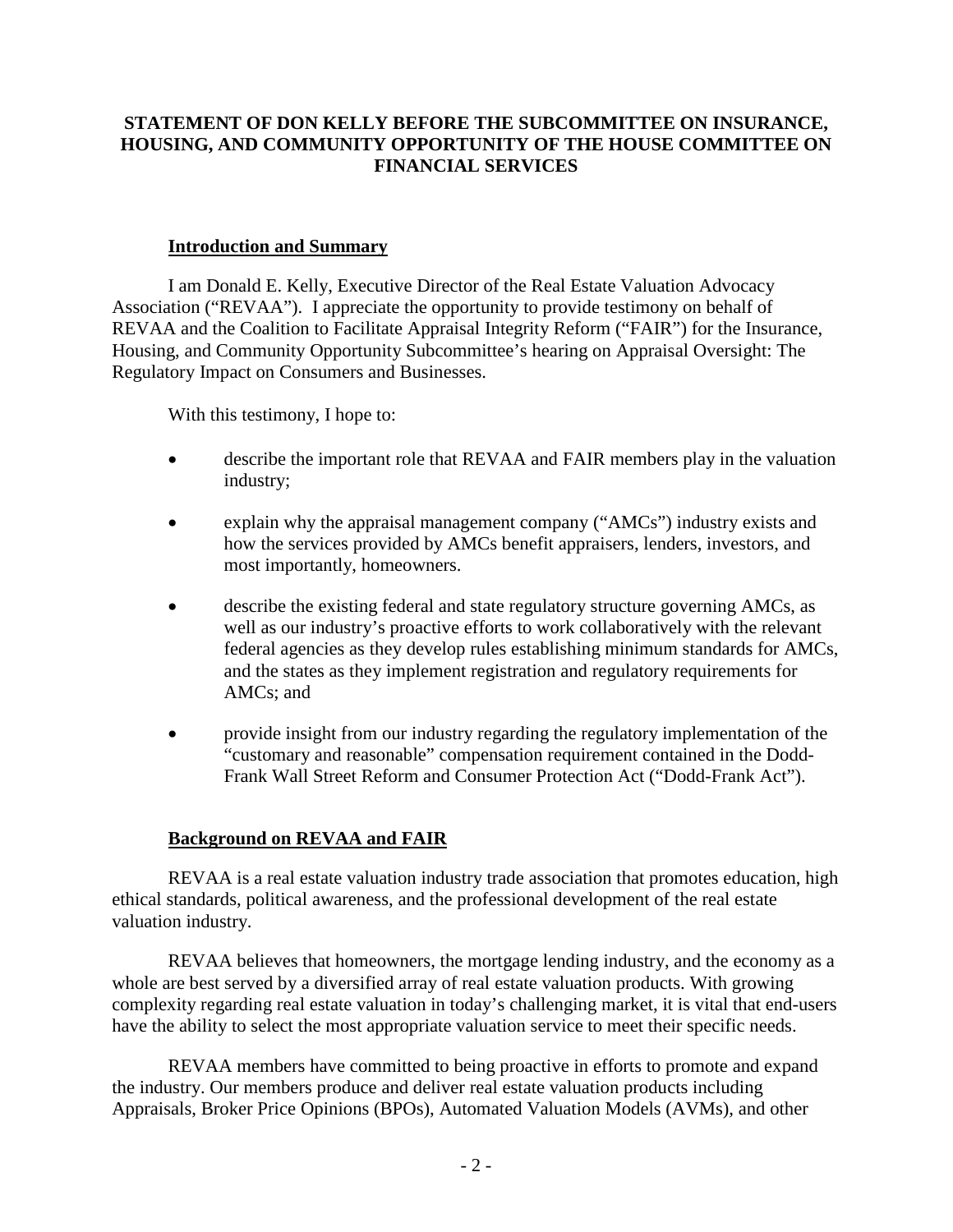**STATEMENT OF DON KELLY BEFORE THE SUBCOMMITTEE ON INSURANCE, HOUSING, AND COMMUNITY OPPORTUNITY OF THE HOUSE COMMITTEE ON FINANCIAL SERVICES**

## Introduction and Summary

I am Donald E. Kelly, Executive Director of the Real Estate Valuation Advocacy Association ("REVAA"). I appreciate the opportunity to provide testimony on behalf of REVAA and the Coalition to Facilitate Appraisal Integrity Reform ("FAIR") for the Insurance, Housing, and Community Opportunity Subcommittee's hearing on Appraisal Oversight: The Regulatory Impact on Consumers and Businesses.

With this testimony, I hope to:

- describe the important role that REVAA and FAIR members play in the valuation industry;
- explain why the appraisal management company ("AMCs") industry exists and how the services provided by AMCs benefit appraisers, lenders, investors, and most importantly, homeowners.
- describe the existing federal and state regulatory structure governing AMCs, as well as our industry's proactive efforts to work collaboratively with the relevant federal agencies as they develop rules establishing minimum standards for AMCs, and the states as they implement registration and regulatory requirements for AMCs; and
- provide insight from our industry regarding the regulatory implementation of the "customary and reasonable" compensation requirement contained in the Dodd-Frank Wall Street Reform and Consumer Protection Act ("Dodd-Frank Act").

## Background on REVAA and FAIR

REVAA is a real estate valuation industry trade association that promotes education, high ethical standards, political awareness, and the professional development of the real estate valuation industry.

REVAA believes that homeowners, the mortgage lending industry, and the economy as a whole are best served by a diversified array of real estate valuation products. With growing complexity regarding real estate valuation in today's challenging market, it is vital that end-users have the ability to select the most appropriate valuation service to meet their specific needs.

REVAA members have committed to being proactive in efforts to promote and expand the industry. Our members produce and deliver real estate valuation products including Appraisals, Broker Price Opinions (BPOs), Automated Valuation Models (AVMs), and other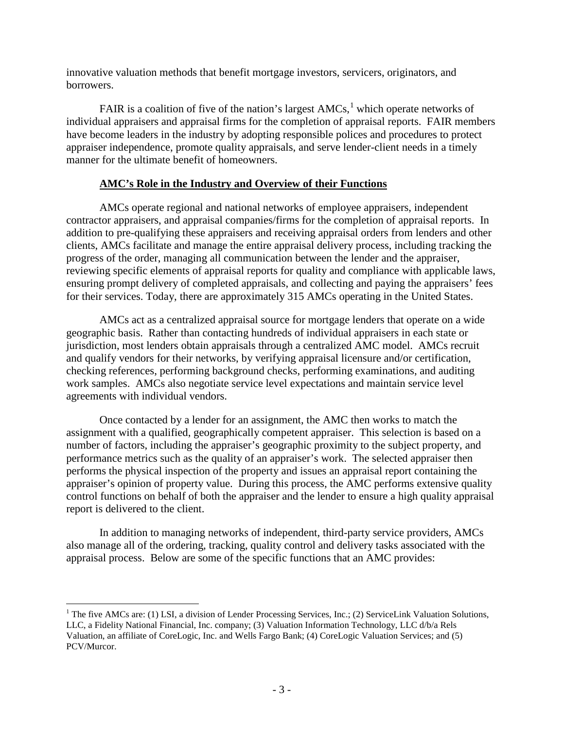innovative valuation methods that benefit mortgage investors, servicers, originators, and borrowers.

FAIR is a coalition of five of the nation's largest AMCs,[1] which operate networks of individual appraisers and appraisal firms for the completion of appraisal reports. FAIR members have become leaders in the industry by adopting responsible polices and procedures to protect appraiser independence, promote quality appraisals, and serve lender-client needs in a timely manner for the ultimate benefit of homeowners.

## AMC's Role in the Industry and Overview of their Functions

AMCs operate regional and national networks of employee appraisers, independent contractor appraisers, and appraisal companies/firms for the completion of appraisal reports. In addition to pre-qualifying these appraisers and receiving appraisal orders from lenders and other clients, AMCs facilitate and manage the entire appraisal delivery process, including tracking the progress of the order, managing all communication between the lender and the appraiser, reviewing specific elements of appraisal reports for quality and compliance with applicable laws, ensuring prompt delivery of completed appraisals, and collecting and paying the appraisers' fees for their services. Today, there are approximately 315 AMCs operating in the United States.

AMCs act as a centralized appraisal source for mortgage lenders that operate on a wide geographic basis. Rather than contacting hundreds of individual appraisers in each state or jurisdiction, most lenders obtain appraisals through a centralized AMC model. AMCs recruit and qualify vendors for their networks, by verifying appraisal licensure and/or certification, checking references, performing background checks, performing examinations, and auditing work samples. AMCs also negotiate service level expectations and maintain service level agreements with individual vendors.

Once contacted by a lender for an assignment, the AMC then works to match the assignment with a qualified, geographically competent appraiser. This selection is based on a number of factors, including the appraiser's geographic proximity to the subject property, and performance metrics such as the quality of an appraiser's work. The selected appraiser then performs the physical inspection of the property and issues an appraisal report containing the appraiser's opinion of property value. During this process, the AMC performs extensive quality control functions on behalf of both the appraiser and the lender to ensure a high quality appraisal report is delivered to the client.

In addition to managing networks of independent, third-party service providers, AMCs also manage all of the ordering, tracking, quality control and delivery tasks associated with the appraisal process. Below are some of the specific functions that an AMC provides:

[1] The five AMCs are: (1) LSI, a division of Lender Processing Services, Inc.; (2) ServiceLink Valuation Solutions, LLC, a Fidelity National Financial, Inc. company; (3) Valuation Information Technology, LLC d/b/a Rels Valuation, an affiliate of CoreLogic, Inc. and Wells Fargo Bank; (4) CoreLogic Valuation Services; and (5) PCV/Murcor.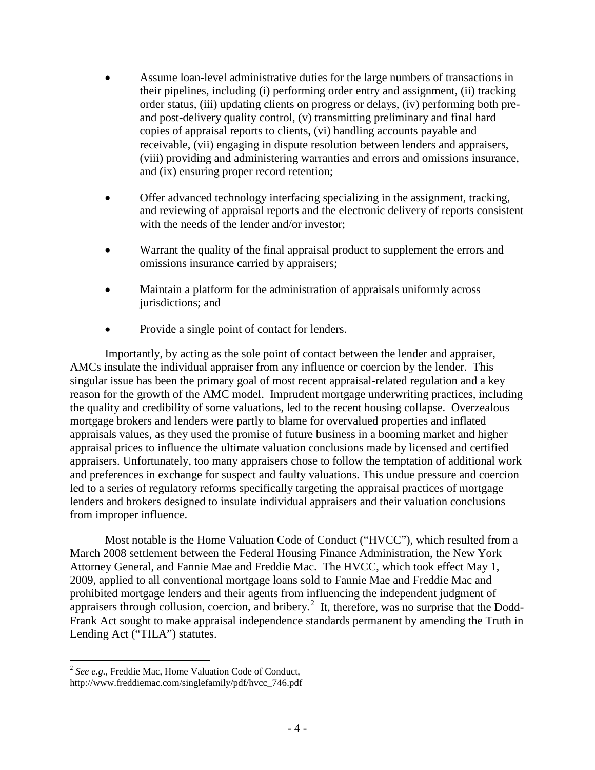- Assume loan-level administrative duties for the large numbers of transactions in their pipelines, including (i) performing order entry and assignment, (ii) tracking order status, (iii) updating clients on progress or delays, (iv) performing both pre- and post-delivery quality control, (v) transmitting preliminary and final hard copies of appraisal reports to clients, (vi) handling accounts payable and receivable, (vii) engaging in dispute resolution between lenders and appraisers, (viii) providing and administering warranties and errors and omissions insurance, and (ix) ensuring proper record retention;

- Offer advanced technology interfacing specializing in the assignment, tracking, and reviewing of appraisal reports and the electronic delivery of reports consistent with the needs of the lender and/or investor;

- Warrant the quality of the final appraisal product to supplement the errors and omissions insurance carried by appraisers;

- Maintain a platform for the administration of appraisals uniformly across jurisdictions; and

- Provide a single point of contact for lenders.

Importantly, by acting as the sole point of contact between the lender and appraiser, AMCs insulate the individual appraiser from any influence or coercion by the lender. This singular issue has been the primary goal of most recent appraisal-related regulation and a key reason for the growth of the AMC model. Imprudent mortgage underwriting practices, including the quality and credibility of some valuations, led to the recent housing collapse. Overzealous mortgage brokers and lenders were partly to blame for overvalued properties and inflated appraisals values, as they used the promise of future business in a booming market and higher appraisal prices to influence the ultimate valuation conclusions made by licensed and certified appraisers. Unfortunately, too many appraisers chose to follow the temptation of additional work and preferences in exchange for suspect and faulty valuations. This undue pressure and coercion led to a series of regulatory reforms specifically targeting the appraisal practices of mortgage lenders and brokers designed to insulate individual appraisers and their valuation conclusions from improper influence.

Most notable is the Home Valuation Code of Conduct ("HVCC"), which resulted from a March 2008 settlement between the Federal Housing Finance Administration, the New York Attorney General, and Fannie Mae and Freddie Mac. The HVCC, which took effect May 1, 2009, applied to all conventional mortgage loans sold to Fannie Mae and Freddie Mac and prohibited mortgage lenders and their agents from influencing the independent judgment of appraisers through collusion, coercion, and bribery.[2] It, therefore, was no surprise that the Dodd-Frank Act sought to make appraisal independence standards permanent by amending the Truth in Lending Act ("TILA") statutes.

---

[2] *See e.g.*, Freddie Mac, Home Valuation Code of Conduct, http://www.freddiemac.com/singlefamily/pdf/hvcc_746.pdf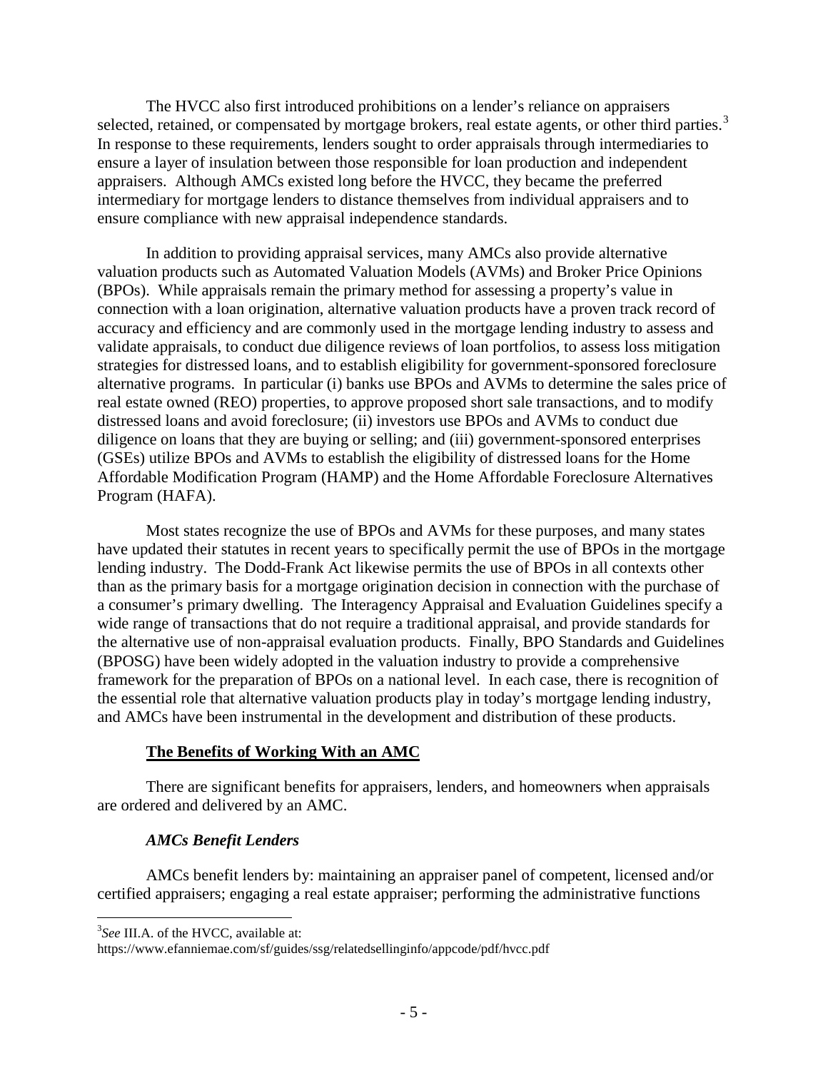The HVCC also first introduced prohibitions on a lender's reliance on appraisers selected, retained, or compensated by mortgage brokers, real estate agents, or other third parties.[3] In response to these requirements, lenders sought to order appraisals through intermediaries to ensure a layer of insulation between those responsible for loan production and independent appraisers. Although AMCs existed long before the HVCC, they became the preferred intermediary for mortgage lenders to distance themselves from individual appraisers and to ensure compliance with new appraisal independence standards.

In addition to providing appraisal services, many AMCs also provide alternative valuation products such as Automated Valuation Models (AVMs) and Broker Price Opinions (BPOs). While appraisals remain the primary method for assessing a property's value in connection with a loan origination, alternative valuation products have a proven track record of accuracy and efficiency and are commonly used in the mortgage lending industry to assess and validate appraisals, to conduct due diligence reviews of loan portfolios, to assess loss mitigation strategies for distressed loans, and to establish eligibility for government-sponsored foreclosure alternative programs. In particular (i) banks use BPOs and AVMs to determine the sales price of real estate owned (REO) properties, to approve proposed short sale transactions, and to modify distressed loans and avoid foreclosure; (ii) investors use BPOs and AVMs to conduct due diligence on loans that they are buying or selling; and (iii) government-sponsored enterprises (GSEs) utilize BPOs and AVMs to establish the eligibility of distressed loans for the Home Affordable Modification Program (HAMP) and the Home Affordable Foreclosure Alternatives Program (HAFA).

Most states recognize the use of BPOs and AVMs for these purposes, and many states have updated their statutes in recent years to specifically permit the use of BPOs in the mortgage lending industry. The Dodd-Frank Act likewise permits the use of BPOs in all contexts other than as the primary basis for a mortgage origination decision in connection with the purchase of a consumer's primary dwelling. The Interagency Appraisal and Evaluation Guidelines specify a wide range of transactions that do not require a traditional appraisal, and provide standards for the alternative use of non-appraisal evaluation products. Finally, BPO Standards and Guidelines (BPOSG) have been widely adopted in the valuation industry to provide a comprehensive framework for the preparation of BPOs on a national level. In each case, there is recognition of the essential role that alternative valuation products play in today's mortgage lending industry, and AMCs have been instrumental in the development and distribution of these products.

## The Benefits of Working With an AMC

There are significant benefits for appraisers, lenders, and homeowners when appraisals are ordered and delivered by an AMC.

### *AMCs Benefit Lenders*

AMCs benefit lenders by: maintaining an appraiser panel of competent, licensed and/or certified appraisers; engaging a real estate appraiser; performing the administrative functions

---

[3] *See* III.A. of the HVCC, available at: https://www.efanniemae.com/sf/guides/ssg/relatedsellinginfo/appcode/pdf/hvcc.pdf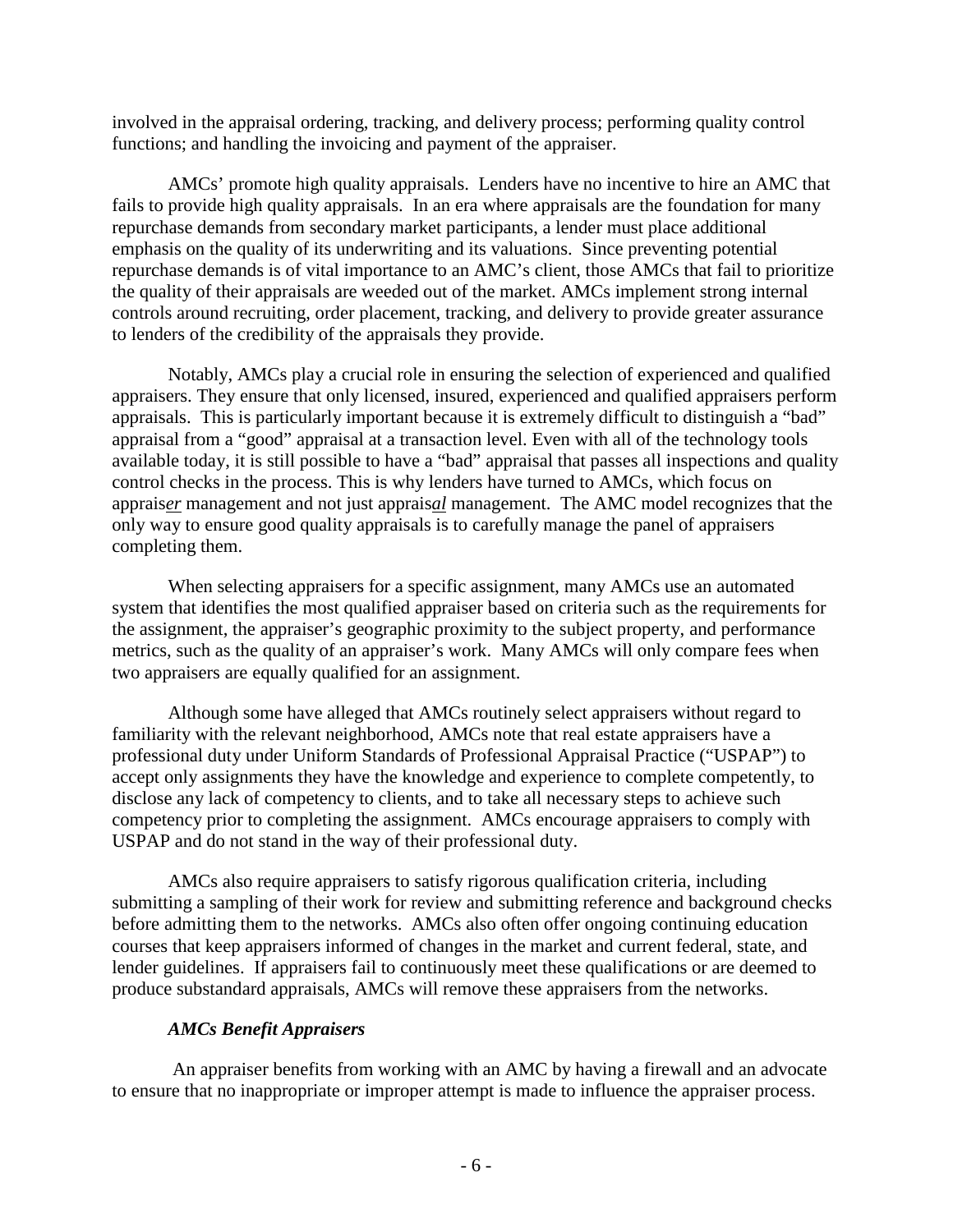involved in the appraisal ordering, tracking, and delivery process; performing quality control functions; and handling the invoicing and payment of the appraiser.

AMCs' promote high quality appraisals. Lenders have no incentive to hire an AMC that fails to provide high quality appraisals. In an era where appraisals are the foundation for many repurchase demands from secondary market participants, a lender must place additional emphasis on the quality of its underwriting and its valuations. Since preventing potential repurchase demands is of vital importance to an AMC's client, those AMCs that fail to prioritize the quality of their appraisals are weeded out of the market. AMCs implement strong internal controls around recruiting, order placement, tracking, and delivery to provide greater assurance to lenders of the credibility of the appraisals they provide.

Notably, AMCs play a crucial role in ensuring the selection of experienced and qualified appraisers. They ensure that only licensed, insured, experienced and qualified appraisers perform appraisals. This is particularly important because it is extremely difficult to distinguish a "bad" appraisal from a "good" appraisal at a transaction level. Even with all of the technology tools available today, it is still possible to have a "bad" appraisal that passes all inspections and quality control checks in the process. This is why lenders have turned to AMCs, which focus on apprais***er*** management and not just apprais***al*** management. The AMC model recognizes that the only way to ensure good quality appraisals is to carefully manage the panel of appraisers completing them.

When selecting appraisers for a specific assignment, many AMCs use an automated system that identifies the most qualified appraiser based on criteria such as the requirements for the assignment, the appraiser's geographic proximity to the subject property, and performance metrics, such as the quality of an appraiser's work. Many AMCs will only compare fees when two appraisers are equally qualified for an assignment.

Although some have alleged that AMCs routinely select appraisers without regard to familiarity with the relevant neighborhood, AMCs note that real estate appraisers have a professional duty under Uniform Standards of Professional Appraisal Practice ("USPAP") to accept only assignments they have the knowledge and experience to complete competently, to disclose any lack of competency to clients, and to take all necessary steps to achieve such competency prior to completing the assignment. AMCs encourage appraisers to comply with USPAP and do not stand in the way of their professional duty.

AMCs also require appraisers to satisfy rigorous qualification criteria, including submitting a sampling of their work for review and submitting reference and background checks before admitting them to the networks. AMCs also often offer ongoing continuing education courses that keep appraisers informed of changes in the market and current federal, state, and lender guidelines. If appraisers fail to continuously meet these qualifications or are deemed to produce substandard appraisals, AMCs will remove these appraisers from the networks.

***AMCs Benefit Appraisers***

An appraiser benefits from working with an AMC by having a firewall and an advocate to ensure that no inappropriate or improper attempt is made to influence the appraiser process.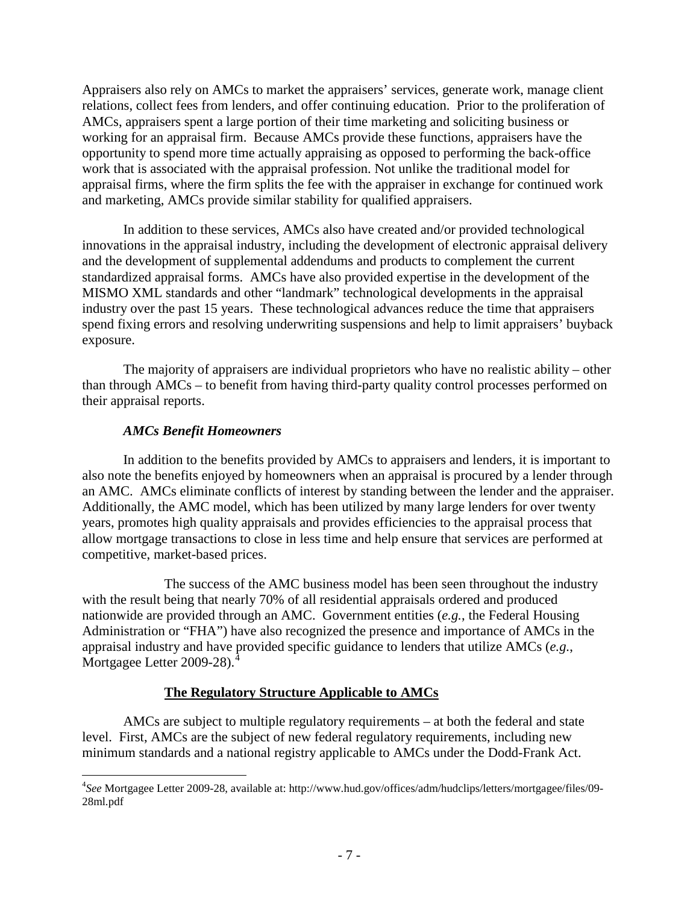Appraisers also rely on AMCs to market the appraisers' services, generate work, manage client relations, collect fees from lenders, and offer continuing education. Prior to the proliferation of AMCs, appraisers spent a large portion of their time marketing and soliciting business or working for an appraisal firm. Because AMCs provide these functions, appraisers have the opportunity to spend more time actually appraising as opposed to performing the back-office work that is associated with the appraisal profession. Not unlike the traditional model for appraisal firms, where the firm splits the fee with the appraiser in exchange for continued work and marketing, AMCs provide similar stability for qualified appraisers.

In addition to these services, AMCs also have created and/or provided technological innovations in the appraisal industry, including the development of electronic appraisal delivery and the development of supplemental addendums and products to complement the current standardized appraisal forms. AMCs have also provided expertise in the development of the MISMO XML standards and other "landmark" technological developments in the appraisal industry over the past 15 years. These technological advances reduce the time that appraisers spend fixing errors and resolving underwriting suspensions and help to limit appraisers' buyback exposure.

The majority of appraisers are individual proprietors who have no realistic ability – other than through AMCs – to benefit from having third-party quality control processes performed on their appraisal reports.

***AMCs Benefit Homeowners***

In addition to the benefits provided by AMCs to appraisers and lenders, it is important to also note the benefits enjoyed by homeowners when an appraisal is procured by a lender through an AMC. AMCs eliminate conflicts of interest by standing between the lender and the appraiser. Additionally, the AMC model, which has been utilized by many large lenders for over twenty years, promotes high quality appraisals and provides efficiencies to the appraisal process that allow mortgage transactions to close in less time and help ensure that services are performed at competitive, market-based prices.

The success of the AMC business model has been seen throughout the industry with the result being that nearly 70% of all residential appraisals ordered and produced nationwide are provided through an AMC. Government entities (*e.g.*, the Federal Housing Administration or "FHA") have also recognized the presence and importance of AMCs in the appraisal industry and have provided specific guidance to lenders that utilize AMCs (*e.g.*, Mortgagee Letter 2009-28).[4]

## <u>The Regulatory Structure Applicable to AMCs</u>

AMCs are subject to multiple regulatory requirements – at both the federal and state level. First, AMCs are the subject of new federal regulatory requirements, including new minimum standards and a national registry applicable to AMCs under the Dodd-Frank Act.

[4] *See* Mortgagee Letter 2009-28, available at: http://www.hud.gov/offices/adm/hudclips/letters/mortgagee/files/09-28ml.pdf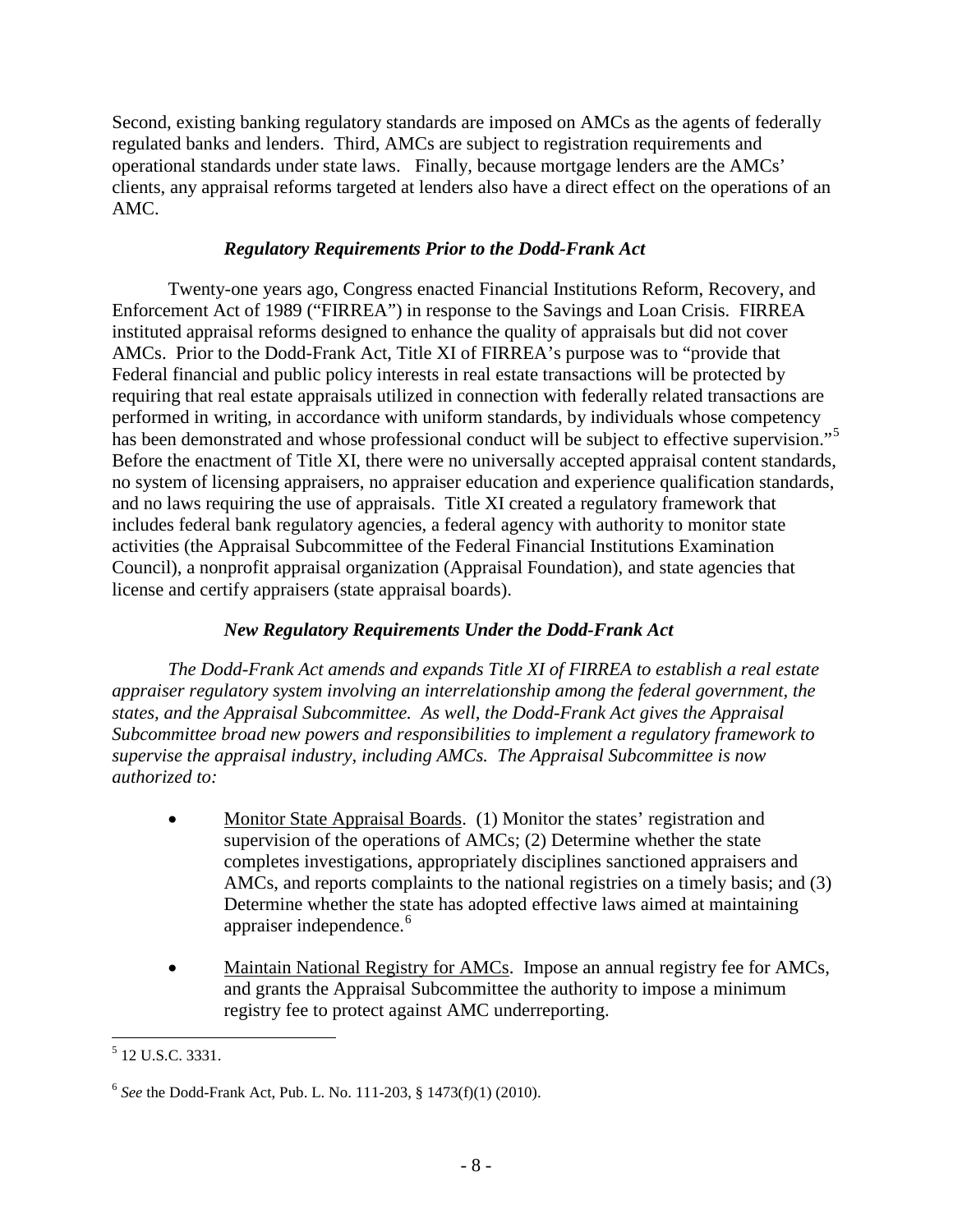Second, existing banking regulatory standards are imposed on AMCs as the agents of federally regulated banks and lenders. Third, AMCs are subject to registration requirements and operational standards under state laws. Finally, because mortgage lenders are the AMCs' clients, any appraisal reforms targeted at lenders also have a direct effect on the operations of an AMC.

### *Regulatory Requirements Prior to the Dodd-Frank Act*

Twenty-one years ago, Congress enacted Financial Institutions Reform, Recovery, and Enforcement Act of 1989 ("FIRREA") in response to the Savings and Loan Crisis. FIRREA instituted appraisal reforms designed to enhance the quality of appraisals but did not cover AMCs. Prior to the Dodd-Frank Act, Title XI of FIRREA's purpose was to "provide that Federal financial and public policy interests in real estate transactions will be protected by requiring that real estate appraisals utilized in connection with federally related transactions are performed in writing, in accordance with uniform standards, by individuals whose competency has been demonstrated and whose professional conduct will be subject to effective supervision."[5] Before the enactment of Title XI, there were no universally accepted appraisal content standards, no system of licensing appraisers, no appraiser education and experience qualification standards, and no laws requiring the use of appraisals. Title XI created a regulatory framework that includes federal bank regulatory agencies, a federal agency with authority to monitor state activities (the Appraisal Subcommittee of the Federal Financial Institutions Examination Council), a nonprofit appraisal organization (Appraisal Foundation), and state agencies that license and certify appraisers (state appraisal boards).

### *New Regulatory Requirements Under the Dodd-Frank Act*

*The Dodd-Frank Act amends and expands Title XI of FIRREA to establish a real estate appraiser regulatory system involving an interrelationship among the federal government, the states, and the Appraisal Subcommittee. As well, the Dodd-Frank Act gives the Appraisal Subcommittee broad new powers and responsibilities to implement a regulatory framework to supervise the appraisal industry, including AMCs. The Appraisal Subcommittee is now authorized to:*

- Monitor State Appraisal Boards. (1) Monitor the states' registration and supervision of the operations of AMCs; (2) Determine whether the state completes investigations, appropriately disciplines sanctioned appraisers and AMCs, and reports complaints to the national registries on a timely basis; and (3) Determine whether the state has adopted effective laws aimed at maintaining appraiser independence.[6]

- Maintain National Registry for AMCs. Impose an annual registry fee for AMCs, and grants the Appraisal Subcommittee the authority to impose a minimum registry fee to protect against AMC underreporting.

---

[5] 12 U.S.C. 3331.

[6] *See* the Dodd-Frank Act, Pub. L. No. 111-203, § 1473(f)(1) (2010).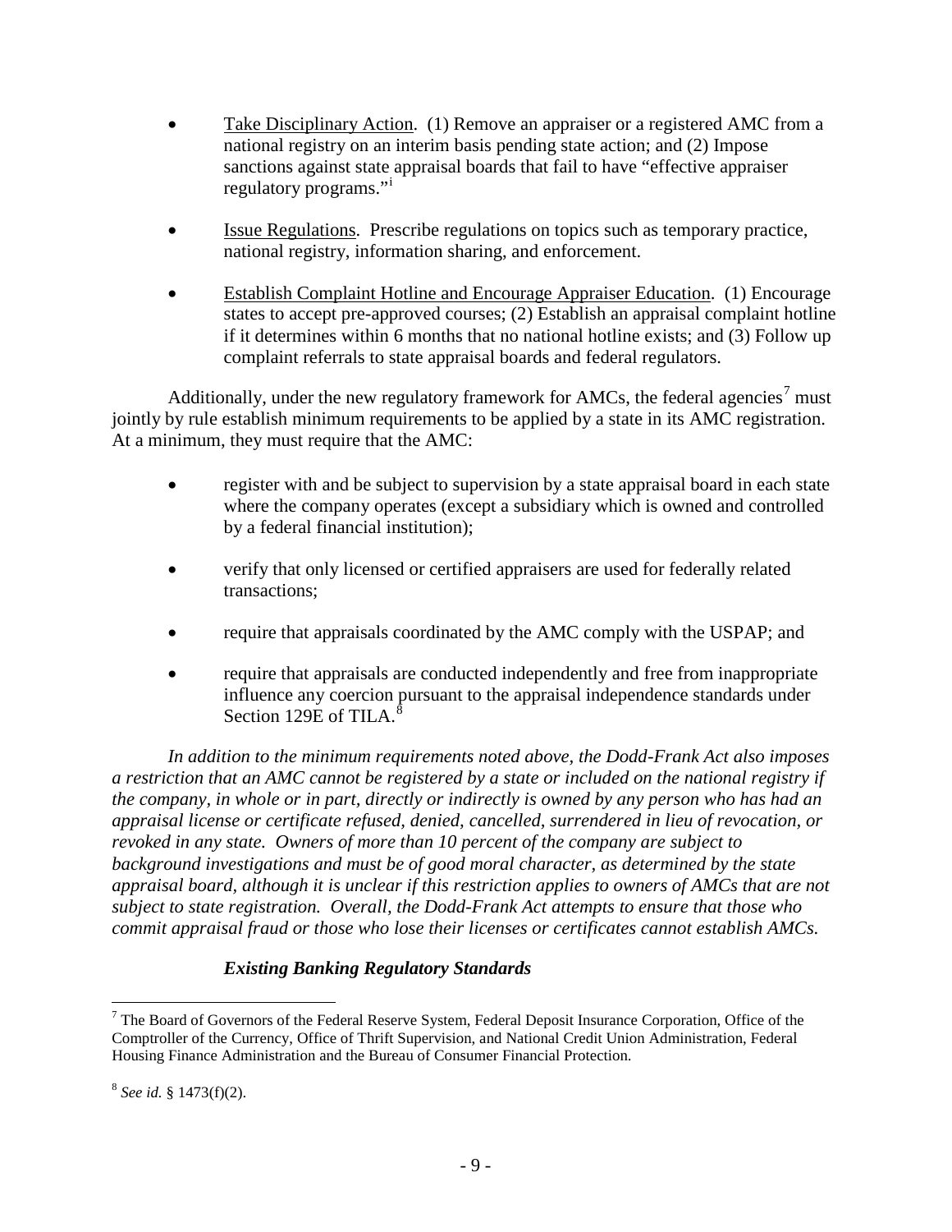- Take Disciplinary Action. (1) Remove an appraiser or a registered AMC from a national registry on an interim basis pending state action; and (2) Impose sanctions against state appraisal boards that fail to have "effective appraiser regulatory programs."[i]

- Issue Regulations. Prescribe regulations on topics such as temporary practice, national registry, information sharing, and enforcement.

- Establish Complaint Hotline and Encourage Appraiser Education. (1) Encourage states to accept pre-approved courses; (2) Establish an appraisal complaint hotline if it determines within 6 months that no national hotline exists; and (3) Follow up complaint referrals to state appraisal boards and federal regulators.

Additionally, under the new regulatory framework for AMCs, the federal agencies[7] must jointly by rule establish minimum requirements to be applied by a state in its AMC registration. At a minimum, they must require that the AMC:

- register with and be subject to supervision by a state appraisal board in each state where the company operates (except a subsidiary which is owned and controlled by a federal financial institution);

- verify that only licensed or certified appraisers are used for federally related transactions;

- require that appraisals coordinated by the AMC comply with the USPAP; and

- require that appraisals are conducted independently and free from inappropriate influence any coercion pursuant to the appraisal independence standards under Section 129E of TILA.[8]

*In addition to the minimum requirements noted above, the Dodd-Frank Act also imposes a restriction that an AMC cannot be registered by a state or included on the national registry if the company, in whole or in part, directly or indirectly is owned by any person who has had an appraisal license or certificate refused, denied, cancelled, surrendered in lieu of revocation, or revoked in any state. Owners of more than 10 percent of the company are subject to background investigations and must be of good moral character, as determined by the state appraisal board, although it is unclear if this restriction applies to owners of AMCs that are not subject to state registration. Overall, the Dodd-Frank Act attempts to ensure that those who commit appraisal fraud or those who lose their licenses or certificates cannot establish AMCs.*

### *Existing Banking Regulatory Standards*

---

[7] The Board of Governors of the Federal Reserve System, Federal Deposit Insurance Corporation, Office of the Comptroller of the Currency, Office of Thrift Supervision, and National Credit Union Administration, Federal Housing Finance Administration and the Bureau of Consumer Financial Protection.

[8] *See id.* § 1473(f)(2).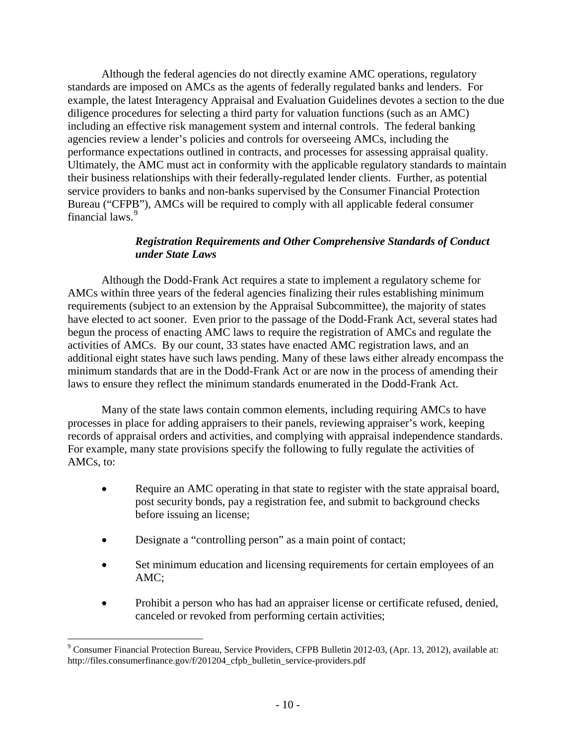Although the federal agencies do not directly examine AMC operations, regulatory standards are imposed on AMCs as the agents of federally regulated banks and lenders. For example, the latest Interagency Appraisal and Evaluation Guidelines devotes a section to the due diligence procedures for selecting a third party for valuation functions (such as an AMC) including an effective risk management system and internal controls. The federal banking agencies review a lender's policies and controls for overseeing AMCs, including the performance expectations outlined in contracts, and processes for assessing appraisal quality. Ultimately, the AMC must act in conformity with the applicable regulatory standards to maintain their business relationships with their federally-regulated lender clients. Further, as potential service providers to banks and non-banks supervised by the Consumer Financial Protection Bureau ("CFPB"), AMCs will be required to comply with all applicable federal consumer financial laws.[9]

***Registration Requirements and Other Comprehensive Standards of Conduct under State Laws***

Although the Dodd-Frank Act requires a state to implement a regulatory scheme for AMCs within three years of the federal agencies finalizing their rules establishing minimum requirements (subject to an extension by the Appraisal Subcommittee), the majority of states have elected to act sooner. Even prior to the passage of the Dodd-Frank Act, several states had begun the process of enacting AMC laws to require the registration of AMCs and regulate the activities of AMCs. By our count, 33 states have enacted AMC registration laws, and an additional eight states have such laws pending. Many of these laws either already encompass the minimum standards that are in the Dodd-Frank Act or are now in the process of amending their laws to ensure they reflect the minimum standards enumerated in the Dodd-Frank Act.

Many of the state laws contain common elements, including requiring AMCs to have processes in place for adding appraisers to their panels, reviewing appraiser's work, keeping records of appraisal orders and activities, and complying with appraisal independence standards. For example, many state provisions specify the following to fully regulate the activities of AMCs, to:

- Require an AMC operating in that state to register with the state appraisal board, post security bonds, pay a registration fee, and submit to background checks before issuing an license;
- Designate a "controlling person" as a main point of contact;
- Set minimum education and licensing requirements for certain employees of an AMC;
- Prohibit a person who has had an appraiser license or certificate refused, denied, canceled or revoked from performing certain activities;

[9] Consumer Financial Protection Bureau, Service Providers, CFPB Bulletin 2012-03, (Apr. 13, 2012), available at: http://files.consumerfinance.gov/f/201204_cfpb_bulletin_service-providers.pdf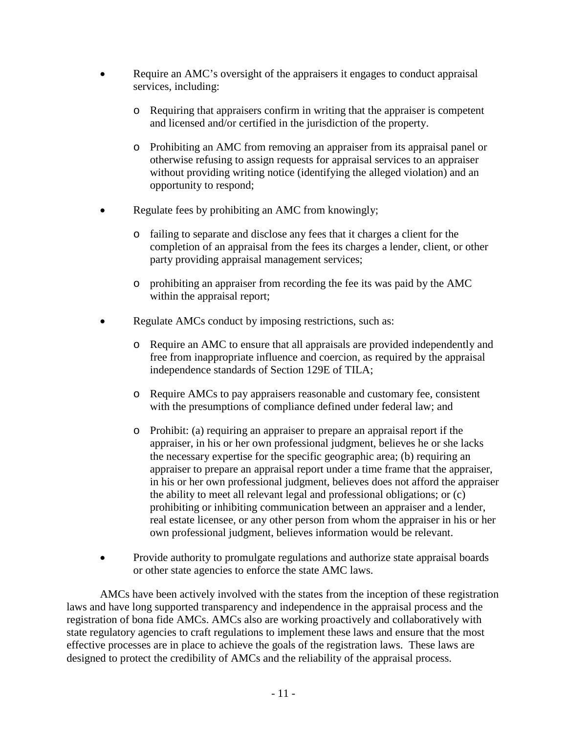- Require an AMC's oversight of the appraisers it engages to conduct appraisal services, including:
  - Requiring that appraisers confirm in writing that the appraiser is competent and licensed and/or certified in the jurisdiction of the property.
  - Prohibiting an AMC from removing an appraiser from its appraisal panel or otherwise refusing to assign requests for appraisal services to an appraiser without providing writing notice (identifying the alleged violation) and an opportunity to respond;
- Regulate fees by prohibiting an AMC from knowingly;
  - failing to separate and disclose any fees that it charges a client for the completion of an appraisal from the fees its charges a lender, client, or other party providing appraisal management services;
  - prohibiting an appraiser from recording the fee its was paid by the AMC within the appraisal report;
- Regulate AMCs conduct by imposing restrictions, such as:
  - Require an AMC to ensure that all appraisals are provided independently and free from inappropriate influence and coercion, as required by the appraisal independence standards of Section 129E of TILA;
  - Require AMCs to pay appraisers reasonable and customary fee, consistent with the presumptions of compliance defined under federal law; and
  - Prohibit: (a) requiring an appraiser to prepare an appraisal report if the appraiser, in his or her own professional judgment, believes he or she lacks the necessary expertise for the specific geographic area; (b) requiring an appraiser to prepare an appraisal report under a time frame that the appraiser, in his or her own professional judgment, believes does not afford the appraiser the ability to meet all relevant legal and professional obligations; or (c) prohibiting or inhibiting communication between an appraiser and a lender, real estate licensee, or any other person from whom the appraiser in his or her own professional judgment, believes information would be relevant.
- Provide authority to promulgate regulations and authorize state appraisal boards or other state agencies to enforce the state AMC laws.

AMCs have been actively involved with the states from the inception of these registration laws and have long supported transparency and independence in the appraisal process and the registration of bona fide AMCs. AMCs also are working proactively and collaboratively with state regulatory agencies to craft regulations to implement these laws and ensure that the most effective processes are in place to achieve the goals of the registration laws. These laws are designed to protect the credibility of AMCs and the reliability of the appraisal process.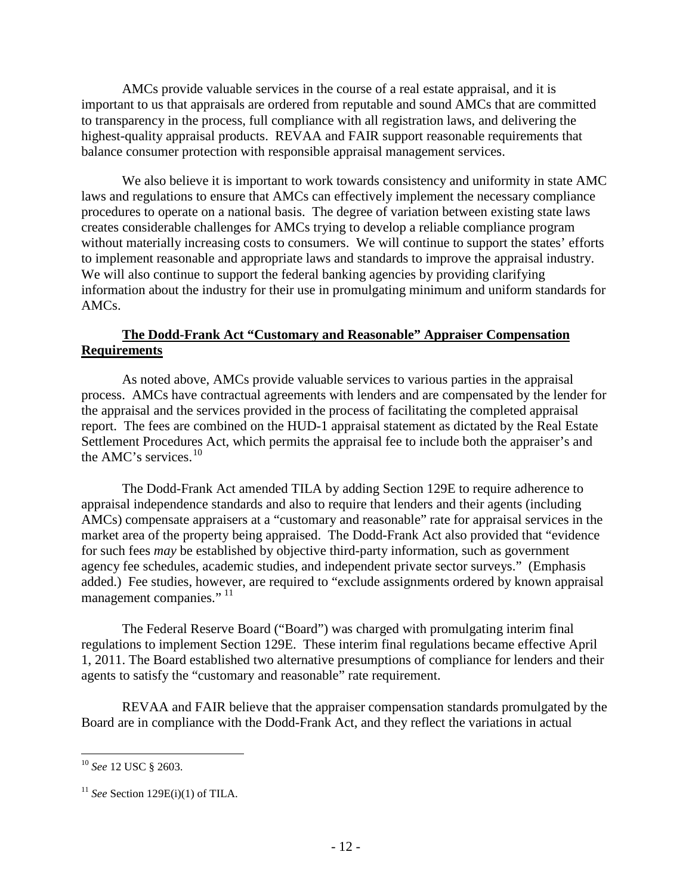AMCs provide valuable services in the course of a real estate appraisal, and it is important to us that appraisals are ordered from reputable and sound AMCs that are committed to transparency in the process, full compliance with all registration laws, and delivering the highest-quality appraisal products. REVAA and FAIR support reasonable requirements that balance consumer protection with responsible appraisal management services.

We also believe it is important to work towards consistency and uniformity in state AMC laws and regulations to ensure that AMCs can effectively implement the necessary compliance procedures to operate on a national basis. The degree of variation between existing state laws creates considerable challenges for AMCs trying to develop a reliable compliance program without materially increasing costs to consumers. We will continue to support the states' efforts to implement reasonable and appropriate laws and standards to improve the appraisal industry. We will also continue to support the federal banking agencies by providing clarifying information about the industry for their use in promulgating minimum and uniform standards for AMCs.

**The Dodd-Frank Act "Customary and Reasonable" Appraiser Compensation Requirements**

As noted above, AMCs provide valuable services to various parties in the appraisal process. AMCs have contractual agreements with lenders and are compensated by the lender for the appraisal and the services provided in the process of facilitating the completed appraisal report. The fees are combined on the HUD-1 appraisal statement as dictated by the Real Estate Settlement Procedures Act, which permits the appraisal fee to include both the appraiser's and the AMC's services.[10]

The Dodd-Frank Act amended TILA by adding Section 129E to require adherence to appraisal independence standards and also to require that lenders and their agents (including AMCs) compensate appraisers at a "customary and reasonable" rate for appraisal services in the market area of the property being appraised. The Dodd-Frank Act also provided that "evidence for such fees *may* be established by objective third-party information, such as government agency fee schedules, academic studies, and independent private sector surveys." (Emphasis added.) Fee studies, however, are required to "exclude assignments ordered by known appraisal management companies."[11]

The Federal Reserve Board ("Board") was charged with promulgating interim final regulations to implement Section 129E. These interim final regulations became effective April 1, 2011. The Board established two alternative presumptions of compliance for lenders and their agents to satisfy the "customary and reasonable" rate requirement.

REVAA and FAIR believe that the appraiser compensation standards promulgated by the Board are in compliance with the Dodd-Frank Act, and they reflect the variations in actual

---

[10] *See* 12 USC § 2603.

[11] *See* Section 129E(i)(1) of TILA.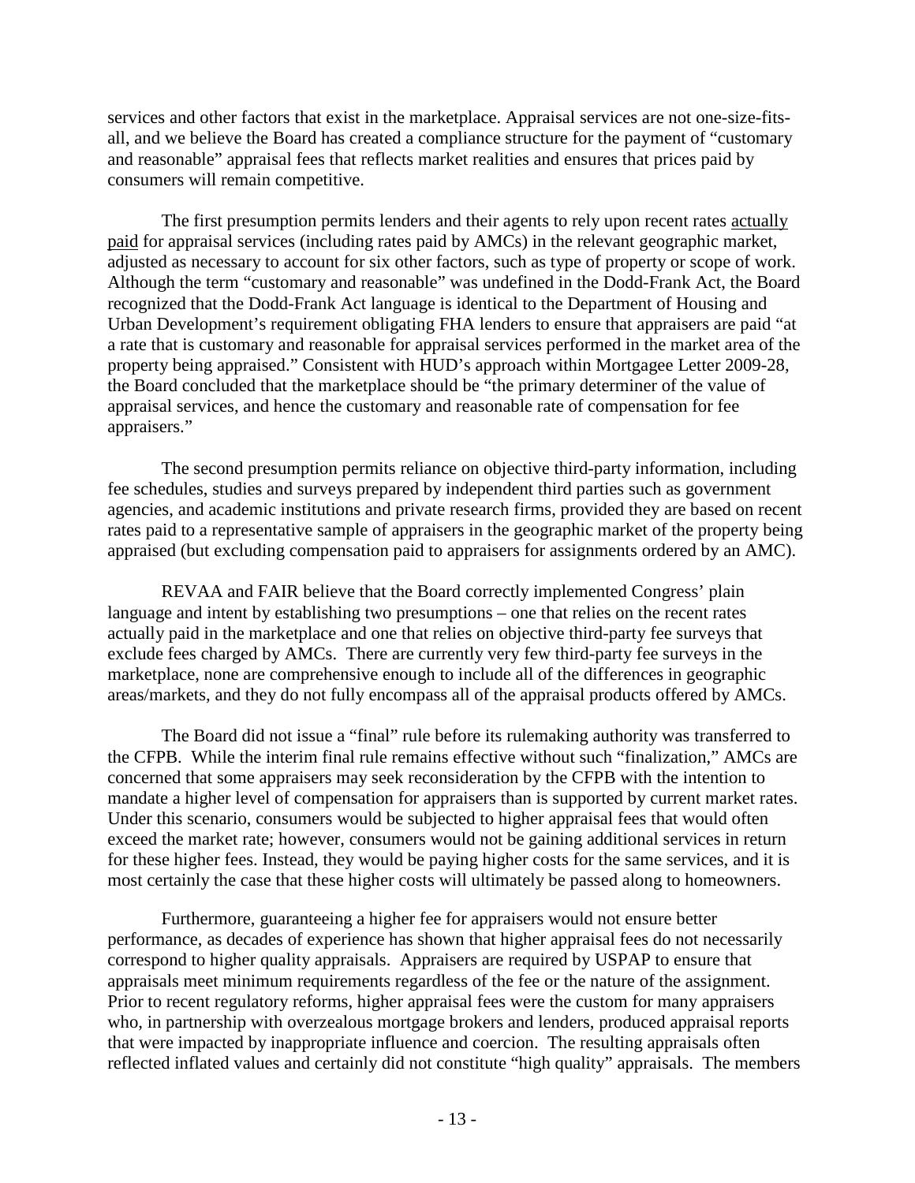services and other factors that exist in the marketplace. Appraisal services are not one-size-fits-all, and we believe the Board has created a compliance structure for the payment of "customary and reasonable" appraisal fees that reflects market realities and ensures that prices paid by consumers will remain competitive.

The first presumption permits lenders and their agents to rely upon recent rates actually paid for appraisal services (including rates paid by AMCs) in the relevant geographic market, adjusted as necessary to account for six other factors, such as type of property or scope of work. Although the term "customary and reasonable" was undefined in the Dodd-Frank Act, the Board recognized that the Dodd-Frank Act language is identical to the Department of Housing and Urban Development's requirement obligating FHA lenders to ensure that appraisers are paid "at a rate that is customary and reasonable for appraisal services performed in the market area of the property being appraised." Consistent with HUD's approach within Mortgagee Letter 2009-28, the Board concluded that the marketplace should be "the primary determiner of the value of appraisal services, and hence the customary and reasonable rate of compensation for fee appraisers."

The second presumption permits reliance on objective third-party information, including fee schedules, studies and surveys prepared by independent third parties such as government agencies, and academic institutions and private research firms, provided they are based on recent rates paid to a representative sample of appraisers in the geographic market of the property being appraised (but excluding compensation paid to appraisers for assignments ordered by an AMC).

REVAA and FAIR believe that the Board correctly implemented Congress' plain language and intent by establishing two presumptions – one that relies on the recent rates actually paid in the marketplace and one that relies on objective third-party fee surveys that exclude fees charged by AMCs. There are currently very few third-party fee surveys in the marketplace, none are comprehensive enough to include all of the differences in geographic areas/markets, and they do not fully encompass all of the appraisal products offered by AMCs.

The Board did not issue a "final" rule before its rulemaking authority was transferred to the CFPB. While the interim final rule remains effective without such "finalization," AMCs are concerned that some appraisers may seek reconsideration by the CFPB with the intention to mandate a higher level of compensation for appraisers than is supported by current market rates. Under this scenario, consumers would be subjected to higher appraisal fees that would often exceed the market rate; however, consumers would not be gaining additional services in return for these higher fees. Instead, they would be paying higher costs for the same services, and it is most certainly the case that these higher costs will ultimately be passed along to homeowners.

Furthermore, guaranteeing a higher fee for appraisers would not ensure better performance, as decades of experience has shown that higher appraisal fees do not necessarily correspond to higher quality appraisals. Appraisers are required by USPAP to ensure that appraisals meet minimum requirements regardless of the fee or the nature of the assignment. Prior to recent regulatory reforms, higher appraisal fees were the custom for many appraisers who, in partnership with overzealous mortgage brokers and lenders, produced appraisal reports that were impacted by inappropriate influence and coercion. The resulting appraisals often reflected inflated values and certainly did not constitute "high quality" appraisals. The members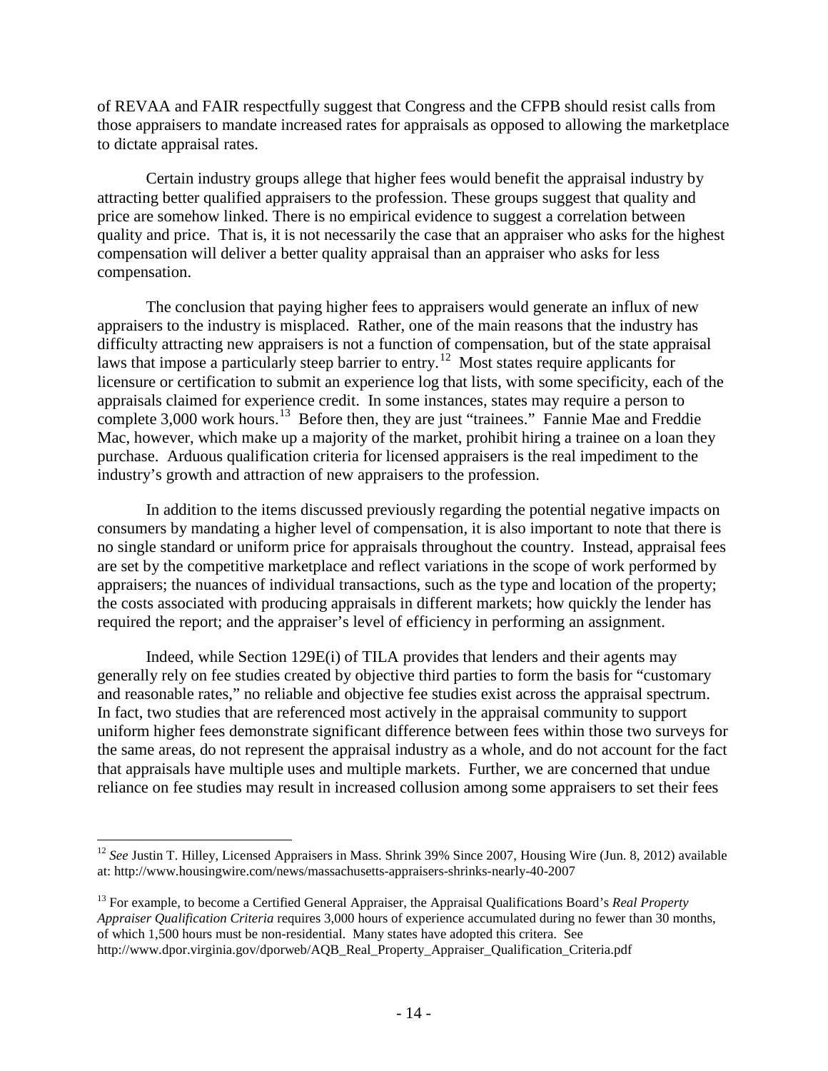of REVAA and FAIR respectfully suggest that Congress and the CFPB should resist calls from those appraisers to mandate increased rates for appraisals as opposed to allowing the marketplace to dictate appraisal rates.

Certain industry groups allege that higher fees would benefit the appraisal industry by attracting better qualified appraisers to the profession. These groups suggest that quality and price are somehow linked. There is no empirical evidence to suggest a correlation between quality and price. That is, it is not necessarily the case that an appraiser who asks for the highest compensation will deliver a better quality appraisal than an appraiser who asks for less compensation.

The conclusion that paying higher fees to appraisers would generate an influx of new appraisers to the industry is misplaced. Rather, one of the main reasons that the industry has difficulty attracting new appraisers is not a function of compensation, but of the state appraisal laws that impose a particularly steep barrier to entry.[12] Most states require applicants for licensure or certification to submit an experience log that lists, with some specificity, each of the appraisals claimed for experience credit. In some instances, states may require a person to complete 3,000 work hours.[13] Before then, they are just "trainees." Fannie Mae and Freddie Mac, however, which make up a majority of the market, prohibit hiring a trainee on a loan they purchase. Arduous qualification criteria for licensed appraisers is the real impediment to the industry's growth and attraction of new appraisers to the profession.

In addition to the items discussed previously regarding the potential negative impacts on consumers by mandating a higher level of compensation, it is also important to note that there is no single standard or uniform price for appraisals throughout the country. Instead, appraisal fees are set by the competitive marketplace and reflect variations in the scope of work performed by appraisers; the nuances of individual transactions, such as the type and location of the property; the costs associated with producing appraisals in different markets; how quickly the lender has required the report; and the appraiser's level of efficiency in performing an assignment.

Indeed, while Section 129E(i) of TILA provides that lenders and their agents may generally rely on fee studies created by objective third parties to form the basis for "customary and reasonable rates," no reliable and objective fee studies exist across the appraisal spectrum. In fact, two studies that are referenced most actively in the appraisal community to support uniform higher fees demonstrate significant difference between fees within those two surveys for the same areas, do not represent the appraisal industry as a whole, and do not account for the fact that appraisals have multiple uses and multiple markets. Further, we are concerned that undue reliance on fee studies may result in increased collusion among some appraisers to set their fees

---

[12] *See* Justin T. Hilley, Licensed Appraisers in Mass. Shrink 39% Since 2007, Housing Wire (Jun. 8, 2012) available at: http://www.housingwire.com/news/massachusetts-appraisers-shrinks-nearly-40-2007

[13] For example, to become a Certified General Appraiser, the Appraisal Qualifications Board's *Real Property Appraiser Qualification Criteria* requires 3,000 hours of experience accumulated during no fewer than 30 months, of which 1,500 hours must be non-residential. Many states have adopted this critera. See http://www.dpor.virginia.gov/dporweb/AQB_Real_Property_Appraiser_Qualification_Criteria.pdf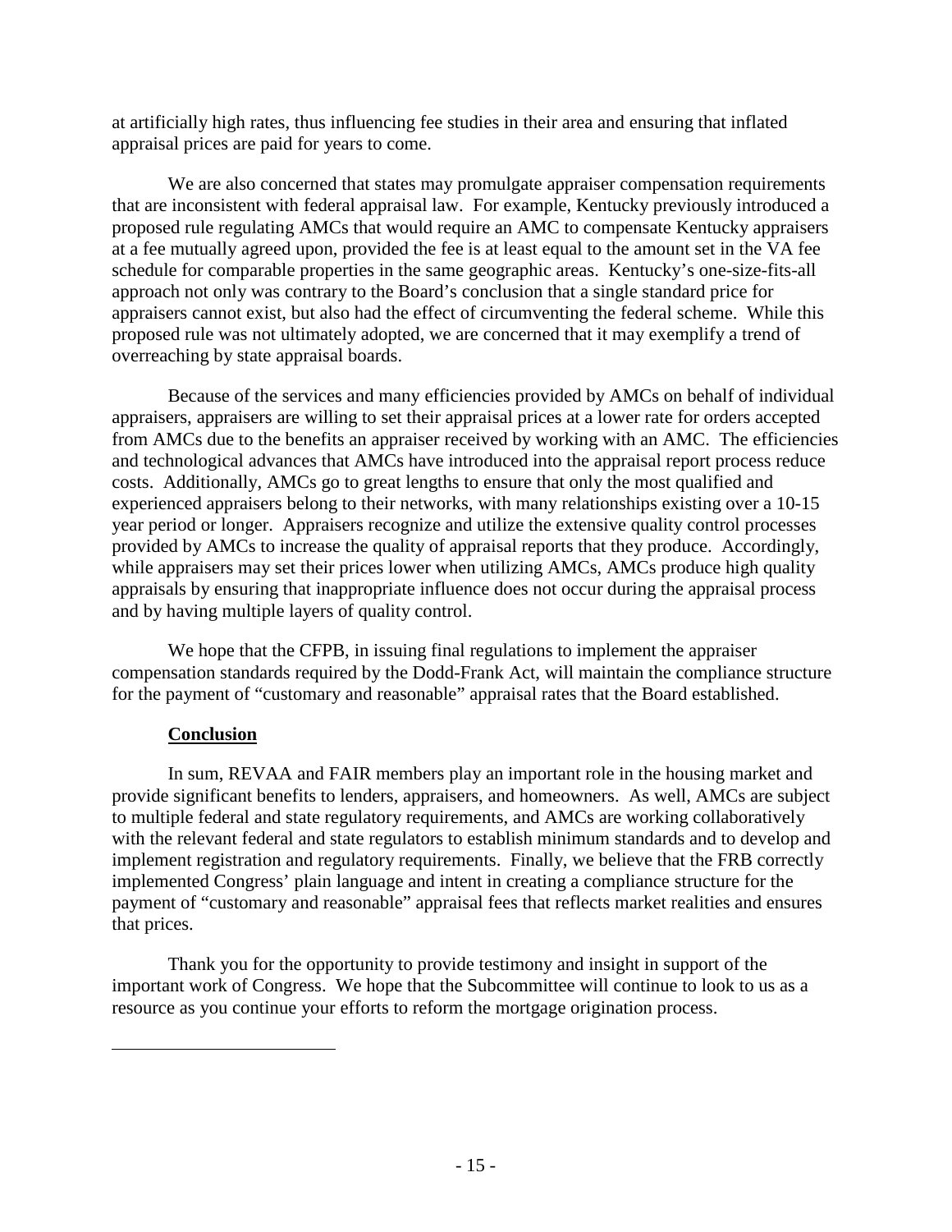at artificially high rates, thus influencing fee studies in their area and ensuring that inflated appraisal prices are paid for years to come.

We are also concerned that states may promulgate appraiser compensation requirements that are inconsistent with federal appraisal law. For example, Kentucky previously introduced a proposed rule regulating AMCs that would require an AMC to compensate Kentucky appraisers at a fee mutually agreed upon, provided the fee is at least equal to the amount set in the VA fee schedule for comparable properties in the same geographic areas. Kentucky's one-size-fits-all approach not only was contrary to the Board's conclusion that a single standard price for appraisers cannot exist, but also had the effect of circumventing the federal scheme. While this proposed rule was not ultimately adopted, we are concerned that it may exemplify a trend of overreaching by state appraisal boards.

Because of the services and many efficiencies provided by AMCs on behalf of individual appraisers, appraisers are willing to set their appraisal prices at a lower rate for orders accepted from AMCs due to the benefits an appraiser received by working with an AMC. The efficiencies and technological advances that AMCs have introduced into the appraisal report process reduce costs. Additionally, AMCs go to great lengths to ensure that only the most qualified and experienced appraisers belong to their networks, with many relationships existing over a 10-15 year period or longer. Appraisers recognize and utilize the extensive quality control processes provided by AMCs to increase the quality of appraisal reports that they produce. Accordingly, while appraisers may set their prices lower when utilizing AMCs, AMCs produce high quality appraisals by ensuring that inappropriate influence does not occur during the appraisal process and by having multiple layers of quality control.

We hope that the CFPB, in issuing final regulations to implement the appraiser compensation standards required by the Dodd-Frank Act, will maintain the compliance structure for the payment of "customary and reasonable" appraisal rates that the Board established.

## Conclusion

In sum, REVAA and FAIR members play an important role in the housing market and provide significant benefits to lenders, appraisers, and homeowners. As well, AMCs are subject to multiple federal and state regulatory requirements, and AMCs are working collaboratively with the relevant federal and state regulators to establish minimum standards and to develop and implement registration and regulatory requirements. Finally, we believe that the FRB correctly implemented Congress' plain language and intent in creating a compliance structure for the payment of "customary and reasonable" appraisal fees that reflects market realities and ensures that prices.

Thank you for the opportunity to provide testimony and insight in support of the important work of Congress. We hope that the Subcommittee will continue to look to us as a resource as you continue your efforts to reform the mortgage origination process.